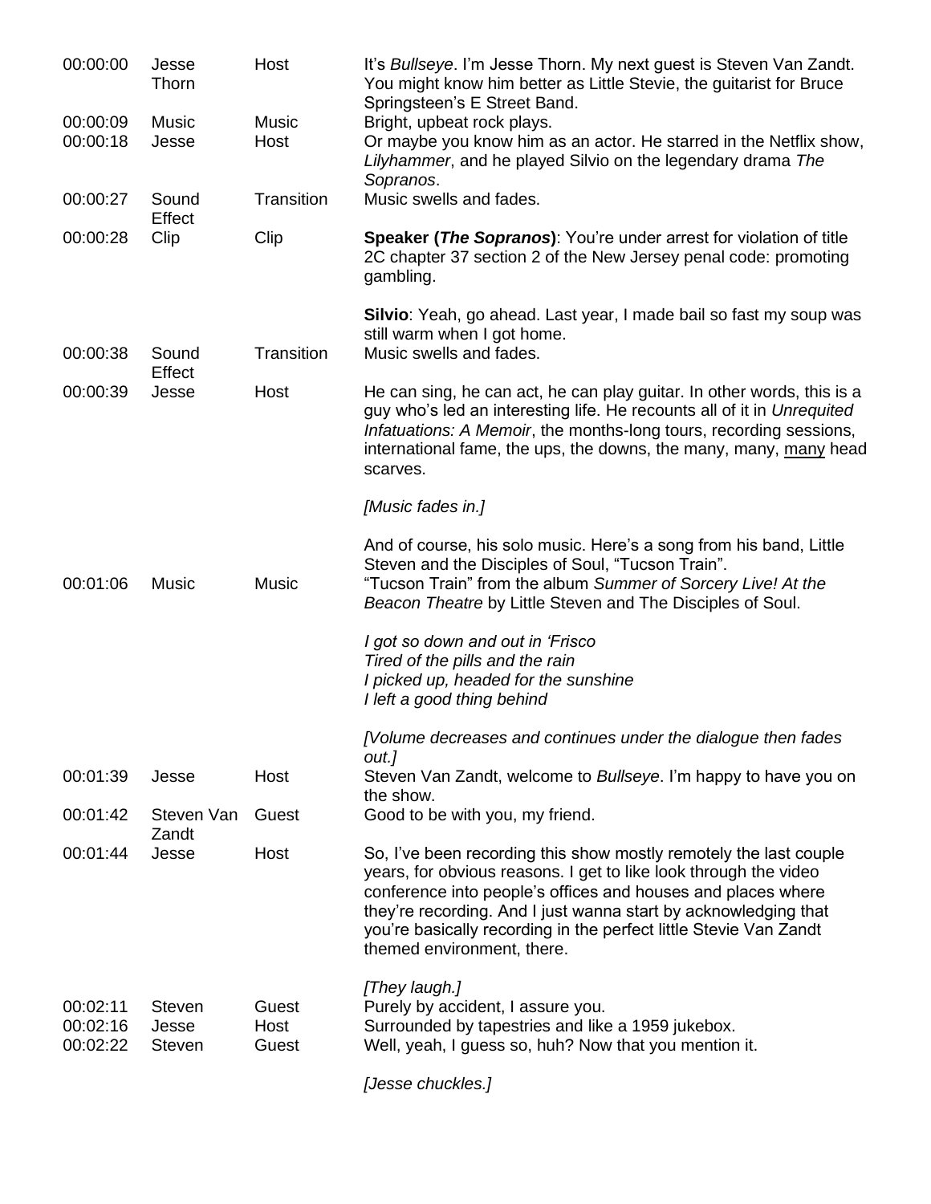| | | | |
|---|---|---|---|
| 00:00:00 | Jesse Thorn | Host | It's *Bullseye*. I'm Jesse Thorn. My next guest is Steven Van Zandt. You might know him better as Little Stevie, the guitarist for Bruce Springsteen's E Street Band. |
| 00:00:09 | Music | Music | Bright, upbeat rock plays. |
| 00:00:18 | Jesse | Host | Or maybe you know him as an actor. He starred in the Netflix show, *Lilyhammer*, and he played Silvio on the legendary drama *The Sopranos*. |
| 00:00:27 | Sound Effect | Transition | Music swells and fades. |
| 00:00:28 | Clip | Clip | **Speaker (*The Sopranos*)**: You're under arrest for violation of title 2C chapter 37 section 2 of the New Jersey penal code: promoting gambling.<br><br>**Silvio**: Yeah, go ahead. Last year, I made bail so fast my soup was still warm when I got home. |
| 00:00:38 | Sound Effect | Transition | Music swells and fades. |
| 00:00:39 | Jesse | Host | He can sing, he can act, he can play guitar. In other words, this is a guy who's led an interesting life. He recounts all of it in *Unrequited Infatuations: A Memoir*, the months-long tours, recording sessions, international fame, the ups, the downs, the many, many, <u>many</u> head scarves.<br><br>*[Music fades in.]*<br><br>And of course, his solo music. Here's a song from his band, Little Steven and the Disciples of Soul, "Tucson Train". |
| 00:01:06 | Music | Music | "Tucson Train" from the album *Summer of Sorcery Live! At the Beacon Theatre* by Little Steven and The Disciples of Soul.<br><br>*I got so down and out in 'Frisco*<br>*Tired of the pills and the rain*<br>*I picked up, headed for the sunshine*<br>*I left a good thing behind*<br><br>*[Volume decreases and continues under the dialogue then fades out.]* |
| 00:01:39 | Jesse | Host | Steven Van Zandt, welcome to *Bullseye*. I'm happy to have you on the show. |
| 00:01:42 | Steven Van Zandt | Guest | Good to be with you, my friend. |
| 00:01:44 | Jesse | Host | So, I've been recording this show mostly remotely the last couple years, for obvious reasons. I get to like look through the video conference into people's offices and houses and places where they're recording. And I just wanna start by acknowledging that you're basically recording in the perfect little Stevie Van Zandt themed environment, there.<br><br>*[They laugh.]* |
| 00:02:11 | Steven | Guest | Purely by accident, I assure you. |
| 00:02:16 | Jesse | Host | Surrounded by tapestries and like a 1959 jukebox. |
| 00:02:22 | Steven | Guest | Well, yeah, I guess so, huh? Now that you mention it.<br><br>*[Jesse chuckles.]* |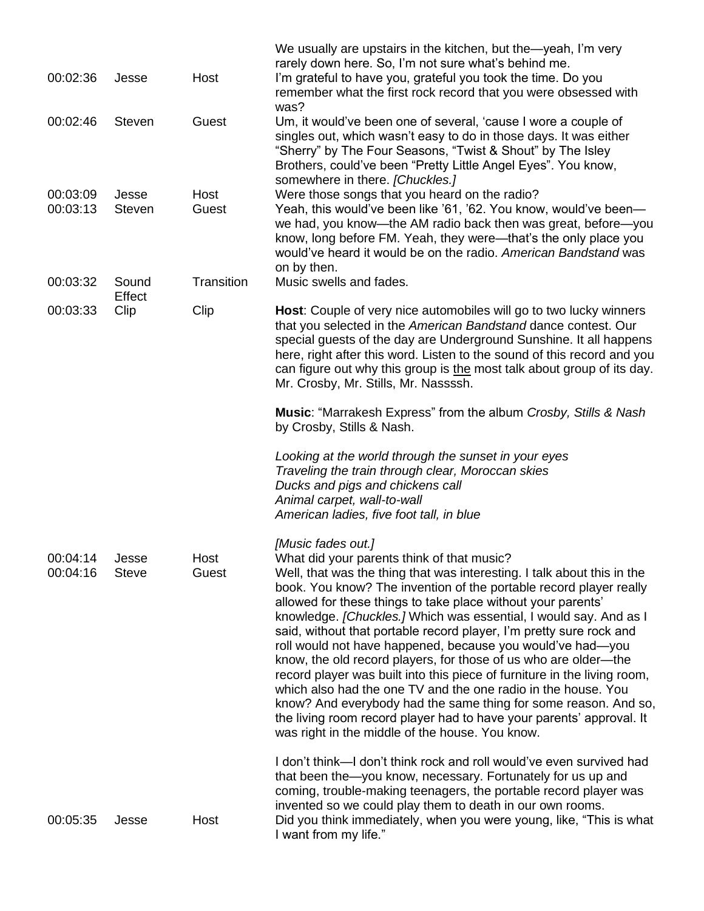| | | | |
|---|---|---|---|
| | | | We usually are upstairs in the kitchen, but the—yeah, I'm very rarely down here. So, I'm not sure what's behind me. |
| 00:02:36 | Jesse | Host | I'm grateful to have you, grateful you took the time. Do you remember what the first rock record that you were obsessed with was? |
| 00:02:46 | Steven | Guest | Um, it would've been one of several, 'cause I wore a couple of singles out, which wasn't easy to do in those days. It was either "Sherry" by The Four Seasons, "Twist & Shout" by The Isley Brothers, could've been "Pretty Little Angel Eyes". You know, somewhere in there. *[Chuckles.]* |
| 00:03:09 | Jesse | Host | Were those songs that you heard on the radio? |
| 00:03:13 | Steven | Guest | Yeah, this would've been like '61, '62. You know, would've been—we had, you know—the AM radio back then was great, before—you know, long before FM. Yeah, they were—that's the only place you would've heard it would be on the radio. *American Bandstand* was on by then. |
| 00:03:32 | Sound Effect | Transition | Music swells and fades. |
| 00:03:33 | Clip | Clip | **Host**: Couple of very nice automobiles will go to two lucky winners that you selected in the *American Bandstand* dance contest. Our special guests of the day are Underground Sunshine. It all happens here, right after this word. Listen to the sound of this record and you can figure out why this group is <u>the</u> most talk about group of its day. Mr. Crosby, Mr. Stills, Mr. Nassssh.<br><br>**Music**: "Marrakesh Express" from the album *Crosby, Stills & Nash* by Crosby, Stills & Nash.<br><br>*Looking at the world through the sunset in your eyes*<br>*Traveling the train through clear, Moroccan skies*<br>*Ducks and pigs and chickens call*<br>*Animal carpet, wall-to-wall*<br>*American ladies, five foot tall, in blue*<br><br>*[Music fades out.]* |
| 00:04:14 | Jesse | Host | What did your parents think of that music? |
| 00:04:16 | Steve | Guest | Well, that was the thing that was interesting. I talk about this in the book. You know? The invention of the portable record player really allowed for these things to take place without your parents' knowledge. *[Chuckles.]* Which was essential, I would say. And as I said, without that portable record player, I'm pretty sure rock and roll would not have happened, because you would've had—you know, the old record players, for those of us who are older—the record player was built into this piece of furniture in the living room, which also had the one TV and the one radio in the house. You know? And everybody had the same thing for some reason. And so, the living room record player had to have your parents' approval. It was right in the middle of the house. You know.<br><br>I don't think—I don't think rock and roll would've even survived had that been the—you know, necessary. Fortunately for us up and coming, trouble-making teenagers, the portable record player was invented so we could play them to death in our own rooms. |
| 00:05:35 | Jesse | Host | Did you think immediately, when you were young, like, "This is what I want from my life." |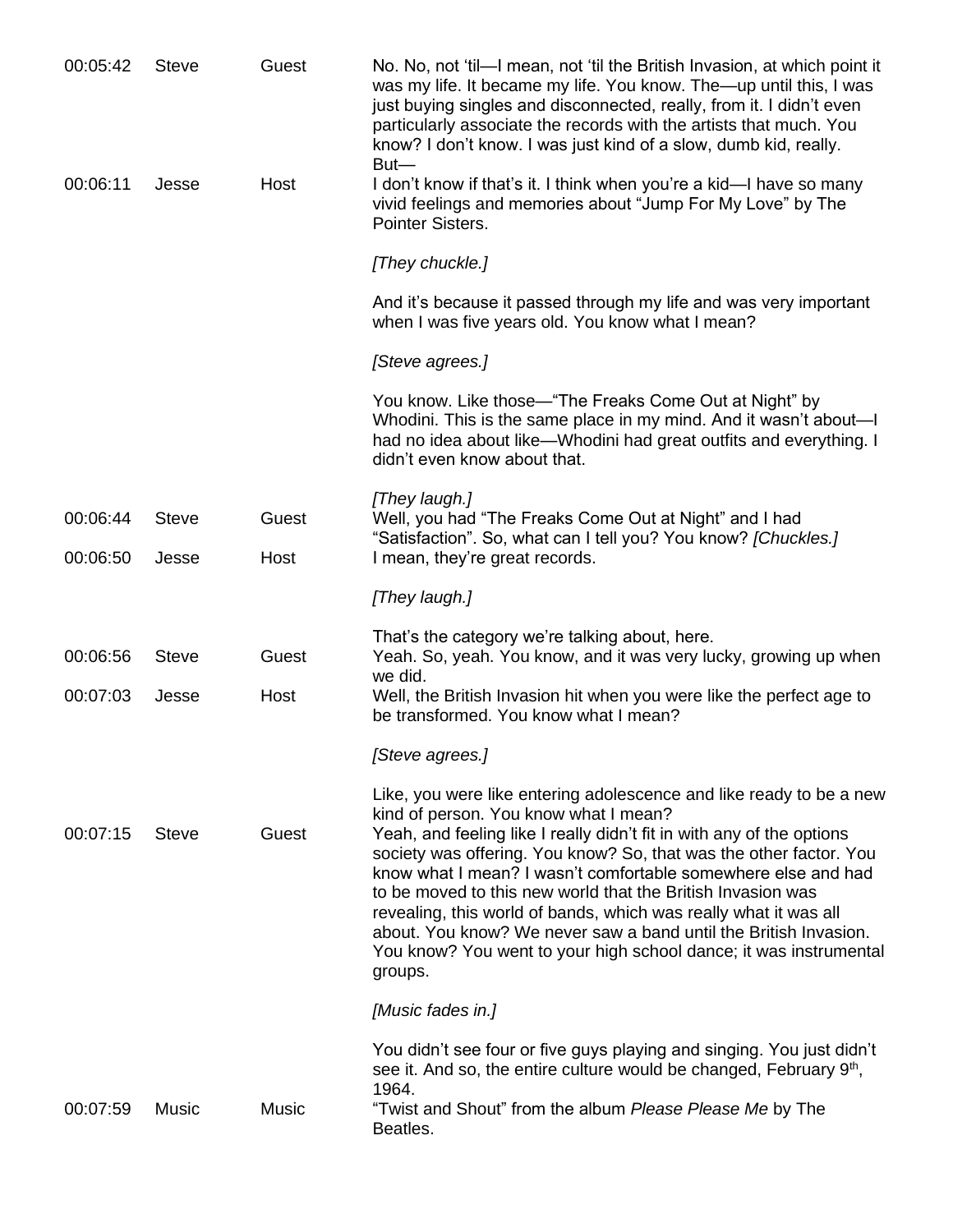| Time | Speaker | Role | Text |
|---|---|---|---|
| 00:05:42 | Steve | Guest | No. No, not 'til—I mean, not 'til the British Invasion, at which point it was my life. It became my life. You know. The—up until this, I was just buying singles and disconnected, really, from it. I didn't even particularly associate the records with the artists that much. You know? I don't know. I was just kind of a slow, dumb kid, really. But— |
| 00:06:11 | Jesse | Host | I don't know if that's it. I think when you're a kid—I have so many vivid feelings and memories about "Jump For My Love" by The Pointer Sisters.<br><br>*[They chuckle.]*<br><br>And it's because it passed through my life and was very important when I was five years old. You know what I mean?<br><br>*[Steve agrees.]*<br><br>You know. Like those—"The Freaks Come Out at Night" by Whodini. This is the same place in my mind. And it wasn't about—I had no idea about like—Whodini had great outfits and everything. I didn't even know about that.<br><br>*[They laugh.]* |
| 00:06:44 | Steve | Guest | Well, you had "The Freaks Come Out at Night" and I had "Satisfaction". So, what can I tell you? You know? *[Chuckles.]* |
| 00:06:50 | Jesse | Host | I mean, they're great records.<br><br>*[They laugh.]*<br><br>That's the category we're talking about, here. |
| 00:06:56 | Steve | Guest | Yeah. So, yeah. You know, and it was very lucky, growing up when we did. |
| 00:07:03 | Jesse | Host | Well, the British Invasion hit when you were like the perfect age to be transformed. You know what I mean?<br><br>*[Steve agrees.]*<br><br>Like, you were like entering adolescence and like ready to be a new kind of person. You know what I mean? |
| 00:07:15 | Steve | Guest | Yeah, and feeling like I really didn't fit in with any of the options society was offering. You know? So, that was the other factor. You know what I mean? I wasn't comfortable somewhere else and had to be moved to this new world that the British Invasion was revealing, this world of bands, which was really what it was all about. You know? We never saw a band until the British Invasion. You know? You went to your high school dance; it was instrumental groups.<br><br>*[Music fades in.]*<br><br>You didn't see four or five guys playing and singing. You just didn't see it. And so, the entire culture would be changed, February 9th, 1964. |
| 00:07:59 | Music | Music | "Twist and Shout" from the album *Please Please Me* by The Beatles. |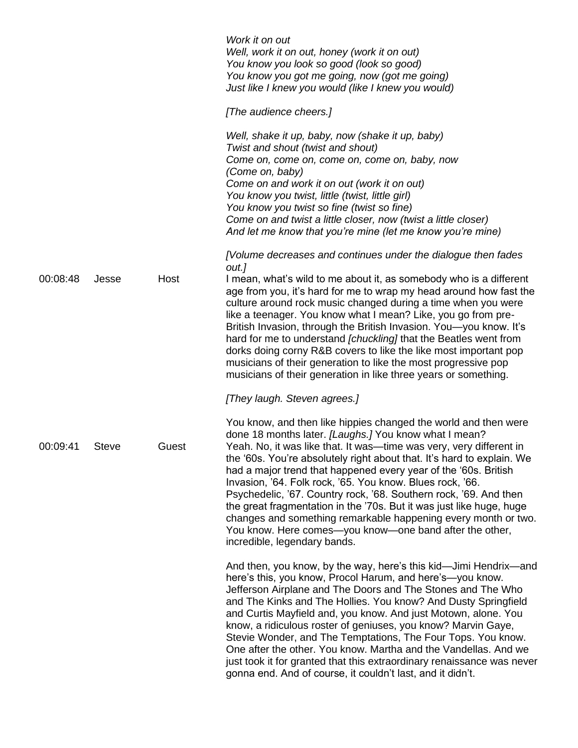*Work it on out*
*Well, work it on out, honey (work it on out)*
*You know you look so good (look so good)*
*You know you got me going, now (got me going)*
*Just like I knew you would (like I knew you would)*

*[The audience cheers.]*

*Well, shake it up, baby, now (shake it up, baby)*
*Twist and shout (twist and shout)*
*Come on, come on, come on, come on, baby, now*
*(Come on, baby)*
*Come on and work it on out (work it on out)*
*You know you twist, little (twist, little girl)*
*You know you twist so fine (twist so fine)*
*Come on and twist a little closer, now (twist a little closer)*
*And let me know that you're mine (let me know you're mine)*

*[Volume decreases and continues under the dialogue then fades out.]*

| | | | |
|---|---|---|---|
| 00:08:48 | Jesse | Host | I mean, what's wild to me about it, as somebody who is a different age from you, it's hard for me to wrap my head around how fast the culture around rock music changed during a time when you were like a teenager. You know what I mean? Like, you go from pre-British Invasion, through the British Invasion. You—you know. It's hard for me to understand *[chuckling]* that the Beatles went from dorks doing corny R&B covers to like the like most important pop musicians of their generation to like the most progressive pop musicians of their generation in like three years or something.<br><br>*[They laugh. Steven agrees.]*<br><br>You know, and then like hippies changed the world and then were done 18 months later. *[Laughs.]* You know what I mean? |
| 00:09:41 | Steve | Guest | Yeah. No, it was like that. It was—time was very, very different in the '60s. You're absolutely right about that. It's hard to explain. We had a major trend that happened every year of the '60s. British Invasion, '64. Folk rock, '65. You know. Blues rock, '66. Psychedelic, '67. Country rock, '68. Southern rock, '69. And then the great fragmentation in the '70s. But it was just like huge, huge changes and something remarkable happening every month or two. You know. Here comes—you know—one band after the other, incredible, legendary bands.<br><br>And then, you know, by the way, here's this kid—Jimi Hendrix—and here's this, you know, Procol Harum, and here's—you know. Jefferson Airplane and The Doors and The Stones and The Who and The Kinks and The Hollies. You know? And Dusty Springfield and Curtis Mayfield and, you know. And just Motown, alone. You know, a ridiculous roster of geniuses, you know? Marvin Gaye, Stevie Wonder, and The Temptations, The Four Tops. You know. One after the other. You know. Martha and the Vandellas. And we just took it for granted that this extraordinary renaissance was never gonna end. And of course, it couldn't last, and it didn't. |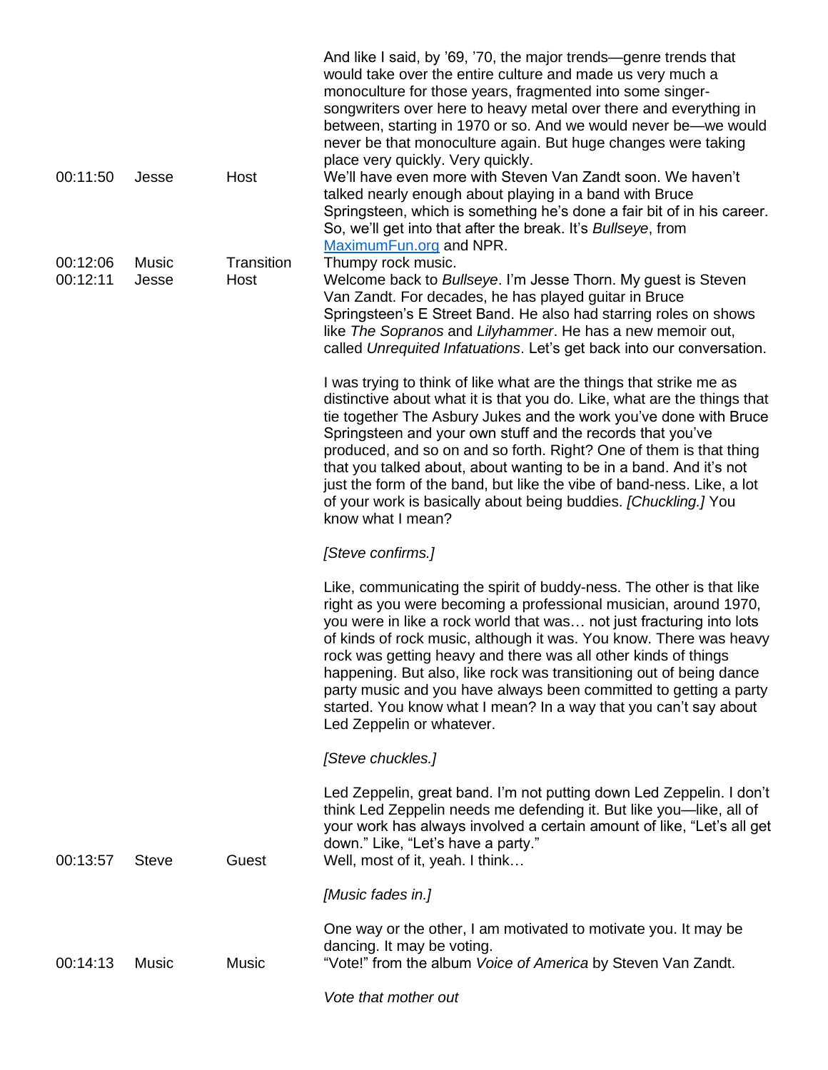| | | | |
|---|---|---|---|
| | | | And like I said, by '69, '70, the major trends—genre trends that would take over the entire culture and made us very much a monoculture for those years, fragmented into some singer-songwriters over here to heavy metal over there and everything in between, starting in 1970 or so. And we would never be—we would never be that monoculture again. But huge changes were taking place very quickly. Very quickly. |
| 00:11:50 | Jesse | Host | We'll have even more with Steven Van Zandt soon. We haven't talked nearly enough about playing in a band with Bruce Springsteen, which is something he's done a fair bit of in his career. So, we'll get into that after the break. It's *Bullseye*, from [MaximumFun.org](MaximumFun.org) and NPR. |
| 00:12:06 | Music | Transition | Thumpy rock music. |
| 00:12:11 | Jesse | Host | Welcome back to *Bullseye*. I'm Jesse Thorn. My guest is Steven Van Zandt. For decades, he has played guitar in Bruce Springsteen's E Street Band. He also had starring roles on shows like *The Sopranos* and *Lilyhammer*. He has a new memoir out, called *Unrequited Infatuations*. Let's get back into our conversation.<br><br>I was trying to think of like what are the things that strike me as distinctive about what it is that you do. Like, what are the things that tie together The Asbury Jukes and the work you've done with Bruce Springsteen and your own stuff and the records that you've produced, and so on and so forth. Right? One of them is that thing that you talked about, about wanting to be in a band. And it's not just the form of the band, but like the vibe of band-ness. Like, a lot of your work is basically about being buddies. *[Chuckling.]* You know what I mean?<br><br>*[Steve confirms.]*<br><br>Like, communicating the spirit of buddy-ness. The other is that like right as you were becoming a professional musician, around 1970, you were in like a rock world that was… not just fracturing into lots of kinds of rock music, although it was. You know. There was heavy rock was getting heavy and there was all other kinds of things happening. But also, like rock was transitioning out of being dance party music and you have always been committed to getting a party started. You know what I mean? In a way that you can't say about Led Zeppelin or whatever.<br><br>*[Steve chuckles.]*<br><br>Led Zeppelin, great band. I'm not putting down Led Zeppelin. I don't think Led Zeppelin needs me defending it. But like you—like, all of your work has always involved a certain amount of like, "Let's all get down." Like, "Let's have a party." |
| 00:13:57 | Steve | Guest | Well, most of it, yeah. I think…<br><br>*[Music fades in.]*<br><br>One way or the other, I am motivated to motivate you. It may be dancing. It may be voting. |
| 00:14:13 | Music | Music | "Vote!" from the album *Voice of America* by Steven Van Zandt.<br><br>*Vote that mother out* |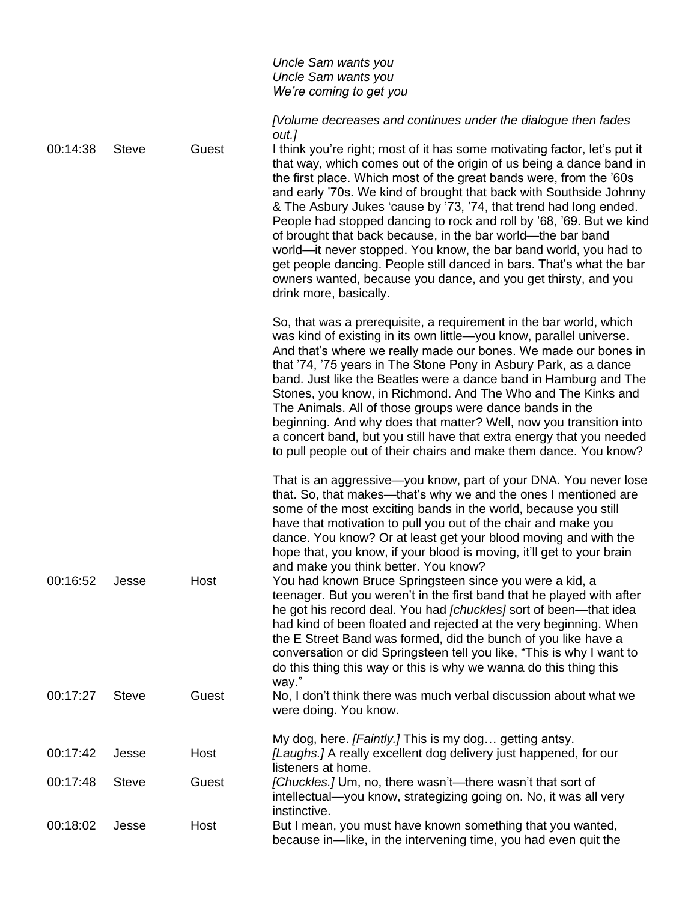*Uncle Sam wants you*
*Uncle Sam wants you*
*We're coming to get you*

*[Volume decreases and continues under the dialogue then fades out.]*

| | | | |
|---|---|---|---|
| 00:14:38 | Steve | Guest | I think you're right; most of it has some motivating factor, let's put it that way, which comes out of the origin of us being a dance band in the first place. Which most of the great bands were, from the '60s and early '70s. We kind of brought that back with Southside Johnny & The Asbury Jukes 'cause by '73, '74, that trend had long ended. People had stopped dancing to rock and roll by '68, '69. But we kind of brought that back because, in the bar world—the bar band world—it never stopped. You know, the bar band world, you had to get people dancing. People still danced in bars. That's what the bar owners wanted, because you dance, and you get thirsty, and you drink more, basically.<br><br>So, that was a prerequisite, a requirement in the bar world, which was kind of existing in its own little—you know, parallel universe. And that's where we really made our bones. We made our bones in that '74, '75 years in The Stone Pony in Asbury Park, as a dance band. Just like the Beatles were a dance band in Hamburg and The Stones, you know, in Richmond. And The Who and The Kinks and The Animals. All of those groups were dance bands in the beginning. And why does that matter? Well, now you transition into a concert band, but you still have that extra energy that you needed to pull people out of their chairs and make them dance. You know?<br><br>That is an aggressive—you know, part of your DNA. You never lose that. So, that makes—that's why we and the ones I mentioned are some of the most exciting bands in the world, because you still have that motivation to pull you out of the chair and make you dance. You know? Or at least get your blood moving and with the hope that, you know, if your blood is moving, it'll get to your brain and make you think better. You know? |
| 00:16:52 | Jesse | Host | You had known Bruce Springsteen since you were a kid, a teenager. But you weren't in the first band that he played with after he got his record deal. You had *[chuckles]* sort of been—that idea had kind of been floated and rejected at the very beginning. When the E Street Band was formed, did the bunch of you like have a conversation or did Springsteen tell you like, "This is why I want to do this thing this way or this is why we wanna do this thing this way." |
| 00:17:27 | Steve | Guest | No, I don't think there was much verbal discussion about what we were doing. You know.<br><br>My dog, here. *[Faintly.]* This is my dog… getting antsy. |
| 00:17:42 | Jesse | Host | *[Laughs.]* A really excellent dog delivery just happened, for our listeners at home. |
| 00:17:48 | Steve | Guest | *[Chuckles.]* Um, no, there wasn't—there wasn't that sort of intellectual—you know, strategizing going on. No, it was all very instinctive. |
| 00:18:02 | Jesse | Host | But I mean, you must have known something that you wanted, because in—like, in the intervening time, you had even quit the |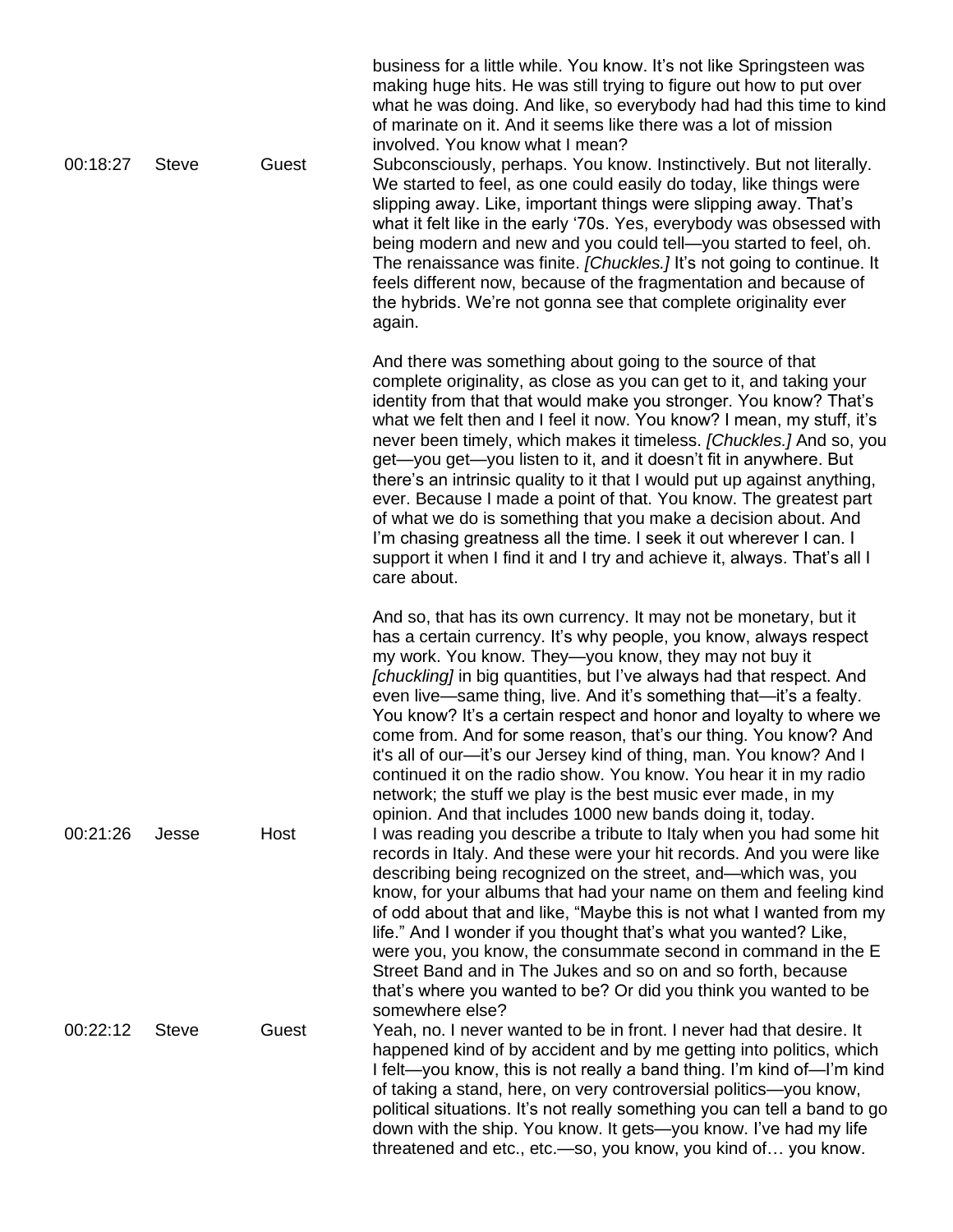| | | | |
|---|---|---|---|
| | | | business for a little while. You know. It's not like Springsteen was making huge hits. He was still trying to figure out how to put over what he was doing. And like, so everybody had had this time to kind of marinate on it. And it seems like there was a lot of mission involved. You know what I mean? |
| 00:18:27 | Steve | Guest | Subconsciously, perhaps. You know. Instinctively. But not literally. We started to feel, as one could easily do today, like things were slipping away. Like, important things were slipping away. That's what it felt like in the early '70s. Yes, everybody was obsessed with being modern and new and you could tell—you started to feel, oh. The renaissance was finite. *[Chuckles.]* It's not going to continue. It feels different now, because of the fragmentation and because of the hybrids. We're not gonna see that complete originality ever again.<br><br>And there was something about going to the source of that complete originality, as close as you can get to it, and taking your identity from that that would make you stronger. You know? That's what we felt then and I feel it now. You know? I mean, my stuff, it's never been timely, which makes it timeless. *[Chuckles.]* And so, you get—you get—you listen to it, and it doesn't fit in anywhere. But there's an intrinsic quality to it that I would put up against anything, ever. Because I made a point of that. You know. The greatest part of what we do is something that you make a decision about. And I'm chasing greatness all the time. I seek it out wherever I can. I support it when I find it and I try and achieve it, always. That's all I care about.<br><br>And so, that has its own currency. It may not be monetary, but it has a certain currency. It's why people, you know, always respect my work. You know. They—you know, they may not buy it *[chuckling]* in big quantities, but I've always had that respect. And even live—same thing, live. And it's something that—it's a fealty. You know? It's a certain respect and honor and loyalty to where we come from. And for some reason, that's our thing. You know? And it's all of our—it's our Jersey kind of thing, man. You know? And I continued it on the radio show. You know. You hear it in my radio network; the stuff we play is the best music ever made, in my opinion. And that includes 1000 new bands doing it, today. |
| 00:21:26 | Jesse | Host | I was reading you describe a tribute to Italy when you had some hit records in Italy. And these were your hit records. And you were like describing being recognized on the street, and—which was, you know, for your albums that had your name on them and feeling kind of odd about that and like, "Maybe this is not what I wanted from my life." And I wonder if you thought that's what you wanted? Like, were you, you know, the consummate second in command in the E Street Band and in The Jukes and so on and so forth, because that's where you wanted to be? Or did you think you wanted to be somewhere else? |
| 00:22:12 | Steve | Guest | Yeah, no. I never wanted to be in front. I never had that desire. It happened kind of by accident and by me getting into politics, which I felt—you know, this is not really a band thing. I'm kind of—I'm kind of taking a stand, here, on very controversial politics—you know, political situations. It's not really something you can tell a band to go down with the ship. You know. It gets—you know. I've had my life threatened and etc., etc.—so, you know, you kind of… you know. |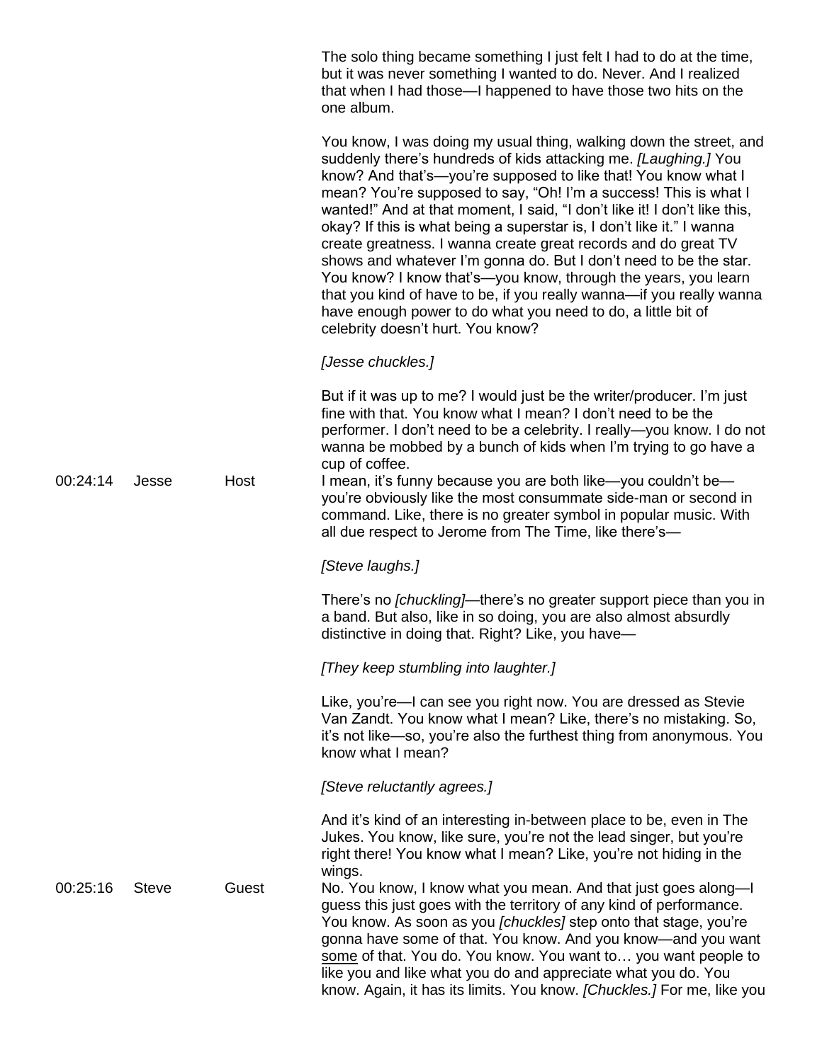The solo thing became something I just felt I had to do at the time, but it was never something I wanted to do. Never. And I realized that when I had those—I happened to have those two hits on the one album.

You know, I was doing my usual thing, walking down the street, and suddenly there's hundreds of kids attacking me. *[Laughing.]* You know? And that's—you're supposed to like that! You know what I mean? You're supposed to say, "Oh! I'm a success! This is what I wanted!" And at that moment, I said, "I don't like it! I don't like this, okay? If this is what being a superstar is, I don't like it." I wanna create greatness. I wanna create great records and do great TV shows and whatever I'm gonna do. But I don't need to be the star. You know? I know that's—you know, through the years, you learn that you kind of have to be, if you really wanna—if you really wanna have enough power to do what you need to do, a little bit of celebrity doesn't hurt. You know?

*[Jesse chuckles.]*

But if it was up to me? I would just be the writer/producer. I'm just fine with that. You know what I mean? I don't need to be the performer. I don't need to be a celebrity. I really—you know. I do not wanna be mobbed by a bunch of kids when I'm trying to go have a cup of coffee.

| | | | |
|---|---|---|---|
| 00:24:14 | Jesse | Host | I mean, it's funny because you are both like—you couldn't be—you're obviously like the most consummate side-man or second in command. Like, there is no greater symbol in popular music. With all due respect to Jerome from The Time, like there's—<br><br>*[Steve laughs.]*<br><br>There's no *[chuckling]*—there's no greater support piece than you in a band. But also, like in so doing, you are also almost absurdly distinctive in doing that. Right? Like, you have—<br><br>*[They keep stumbling into laughter.]*<br><br>Like, you're—I can see you right now. You are dressed as Stevie Van Zandt. You know what I mean? Like, there's no mistaking. So, it's not like—so, you're also the furthest thing from anonymous. You know what I mean?<br><br>*[Steve reluctantly agrees.]*<br><br>And it's kind of an interesting in-between place to be, even in The Jukes. You know, like sure, you're not the lead singer, but you're right there! You know what I mean? Like, you're not hiding in the wings. |
| 00:25:16 | Steve | Guest | No. You know, I know what you mean. And that just goes along—I guess this just goes with the territory of any kind of performance. You know. As soon as you *[chuckles]* step onto that stage, you're gonna have some of that. You know. And you know—and you want <u>some</u> of that. You do. You know. You want to… you want people to like you and like what you do and appreciate what you do. You know. Again, it has its limits. You know. *[Chuckles.]* For me, like you |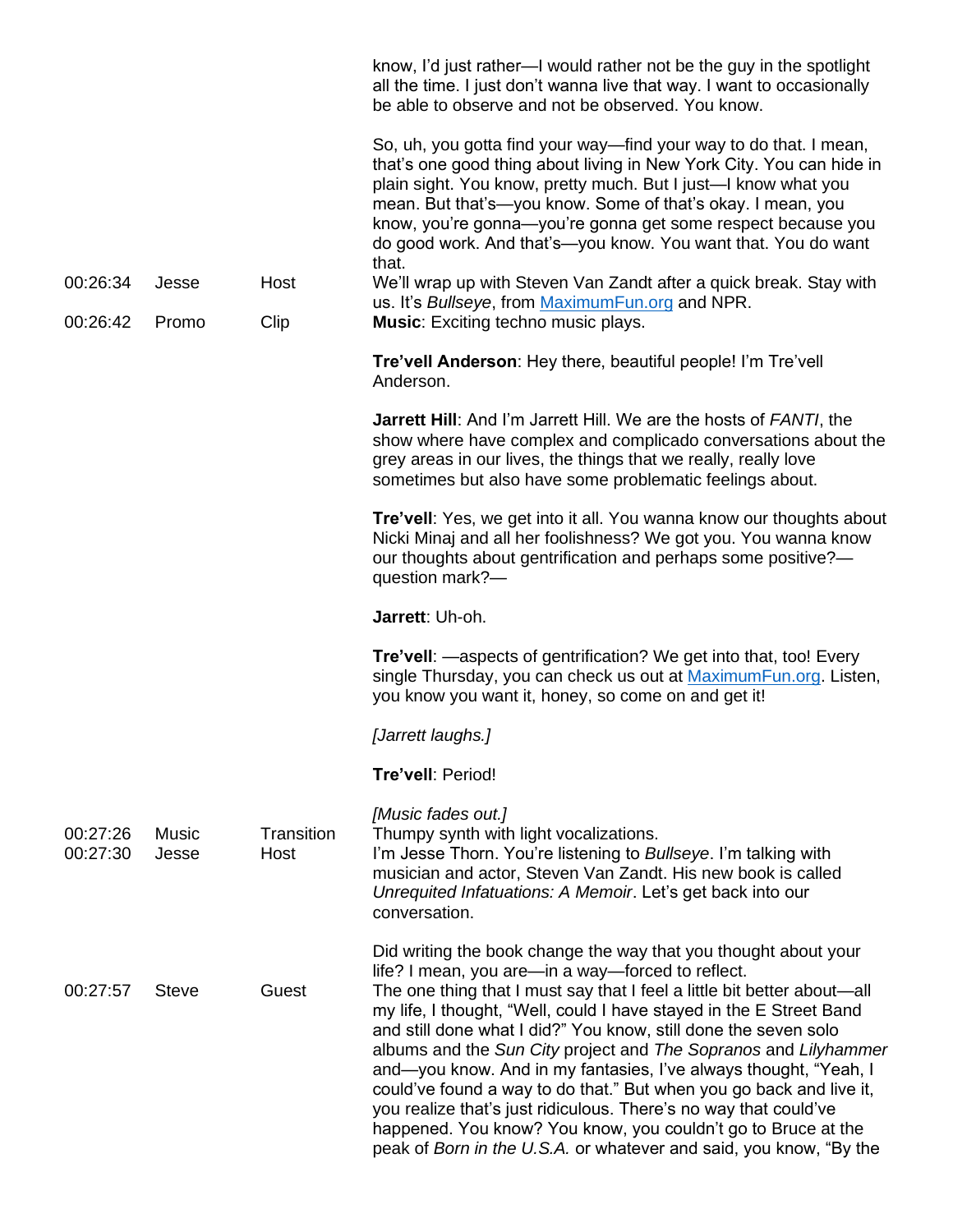| | | | |
|---|---|---|---|
| | | | know, I'd just rather—I would rather not be the guy in the spotlight all the time. I just don't wanna live that way. I want to occasionally be able to observe and not be observed. You know.<br><br>So, uh, you gotta find your way—find your way to do that. I mean, that's one good thing about living in New York City. You can hide in plain sight. You know, pretty much. But I just—I know what you mean. But that's—you know. Some of that's okay. I mean, you know, you're gonna—you're gonna get some respect because you do good work. And that's—you know. You want that. You do want that. |
| 00:26:34 | Jesse | Host | We'll wrap up with Steven Van Zandt after a quick break. Stay with us. It's *Bullseye*, from MaximumFun.org and NPR. |
| 00:26:42 | Promo | Clip | **Music**: Exciting techno music plays.<br><br>**Tre'vell Anderson**: Hey there, beautiful people! I'm Tre'vell Anderson.<br><br>**Jarrett Hill**: And I'm Jarrett Hill. We are the hosts of *FANTI*, the show where have complex and complicado conversations about the grey areas in our lives, the things that we really, really love sometimes but also have some problematic feelings about.<br><br>**Tre'vell**: Yes, we get into it all. You wanna know our thoughts about Nicki Minaj and all her foolishness? We got you. You wanna know our thoughts about gentrification and perhaps some positive?—question mark?—<br><br>**Jarrett**: Uh-oh.<br><br>**Tre'vell**: —aspects of gentrification? We get into that, too! Every single Thursday, you can check us out at MaximumFun.org. Listen, you know you want it, honey, so come on and get it!<br><br>*[Jarrett laughs.]*<br><br>**Tre'vell**: Period!<br><br>*[Music fades out.]* |
| 00:27:26 | Music | Transition | Thumpy synth with light vocalizations. |
| 00:27:30 | Jesse | Host | I'm Jesse Thorn. You're listening to *Bullseye*. I'm talking with musician and actor, Steven Van Zandt. His new book is called *Unrequited Infatuations: A Memoir*. Let's get back into our conversation.<br><br>Did writing the book change the way that you thought about your life? I mean, you are—in a way—forced to reflect. |
| 00:27:57 | Steve | Guest | The one thing that I must say that I feel a little bit better about—all my life, I thought, "Well, could I have stayed in the E Street Band and still done what I did?" You know, still done the seven solo albums and the *Sun City* project and *The Sopranos* and *Lilyhammer* and—you know. And in my fantasies, I've always thought, "Yeah, I could've found a way to do that." But when you go back and live it, you realize that's just ridiculous. There's no way that could've happened. You know? You know, you couldn't go to Bruce at the peak of *Born in the U.S.A.* or whatever and said, you know, "By the |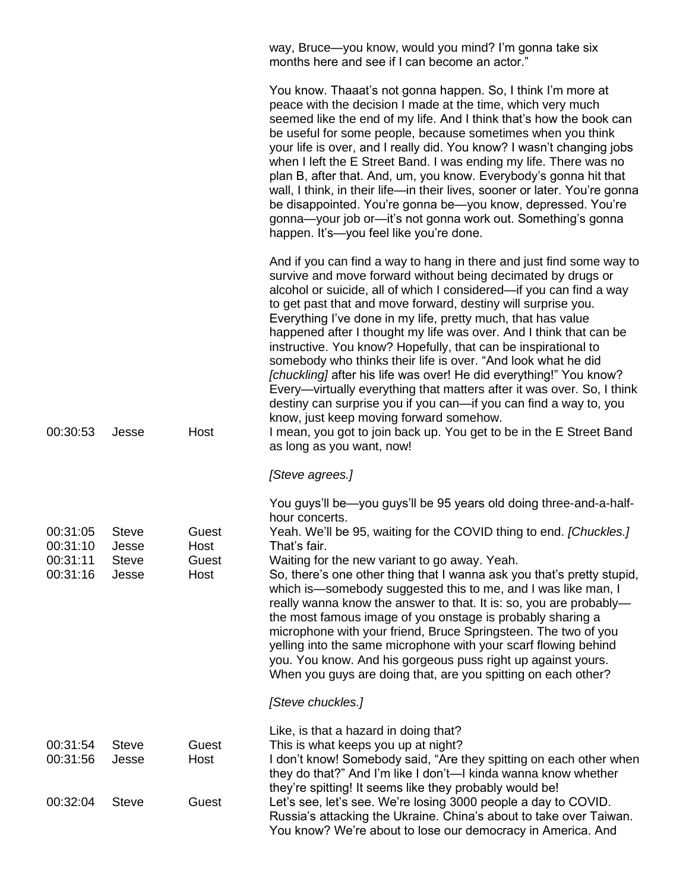| | | | |
|---|---|---|---|
| | | | way, Bruce—you know, would you mind? I'm gonna take six months here and see if I can become an actor."<br><br>You know. Thaaat's not gonna happen. So, I think I'm more at peace with the decision I made at the time, which very much seemed like the end of my life. And I think that's how the book can be useful for some people, because sometimes when you think your life is over, and I really did. You know? I wasn't changing jobs when I left the E Street Band. I was ending my life. There was no plan B, after that. And, um, you know. Everybody's gonna hit that wall, I think, in their life—in their lives, sooner or later. You're gonna be disappointed. You're gonna be—you know, depressed. You're gonna—your job or—it's not gonna work out. Something's gonna happen. It's—you feel like you're done.<br><br>And if you can find a way to hang in there and just find some way to survive and move forward without being decimated by drugs or alcohol or suicide, all of which I considered—if you can find a way to get past that and move forward, destiny will surprise you. Everything I've done in my life, pretty much, that has value happened after I thought my life was over. And I think that can be instructive. You know? Hopefully, that can be inspirational to somebody who thinks their life is over. "And look what he did *[chuckling]* after his life was over! He did everything!" You know? Every—virtually everything that matters after it was over. So, I think destiny can surprise you if you can—if you can find a way to, you know, just keep moving forward somehow. |
| 00:30:53 | Jesse | Host | I mean, you got to join back up. You get to be in the E Street Band as long as you want, now!<br><br>*[Steve agrees.]*<br><br>You guys'll be—you guys'll be 95 years old doing three-and-a-half-hour concerts. |
| 00:31:05 | Steve | Guest | Yeah. We'll be 95, waiting for the COVID thing to end. *[Chuckles.]* |
| 00:31:10 | Jesse | Host | That's fair. |
| 00:31:11 | Steve | Guest | Waiting for the new variant to go away. Yeah. |
| 00:31:16 | Jesse | Host | So, there's one other thing that I wanna ask you that's pretty stupid, which is—somebody suggested this to me, and I was like man, I really wanna know the answer to that. It is: so, you are probably—the most famous image of you onstage is probably sharing a microphone with your friend, Bruce Springsteen. The two of you yelling into the same microphone with your scarf flowing behind you. You know. And his gorgeous puss right up against yours. When you guys are doing that, are you spitting on each other?<br><br>*[Steve chuckles.]*<br><br>Like, is that a hazard in doing that? |
| 00:31:54 | Steve | Guest | This is what keeps you up at night? |
| 00:31:56 | Jesse | Host | I don't know! Somebody said, "Are they spitting on each other when they do that?" And I'm like I don't—I kinda wanna know whether they're spitting! It seems like they probably would be! |
| 00:32:04 | Steve | Guest | Let's see, let's see. We're losing 3000 people a day to COVID. Russia's attacking the Ukraine. China's about to take over Taiwan. You know? We're about to lose our democracy in America. And |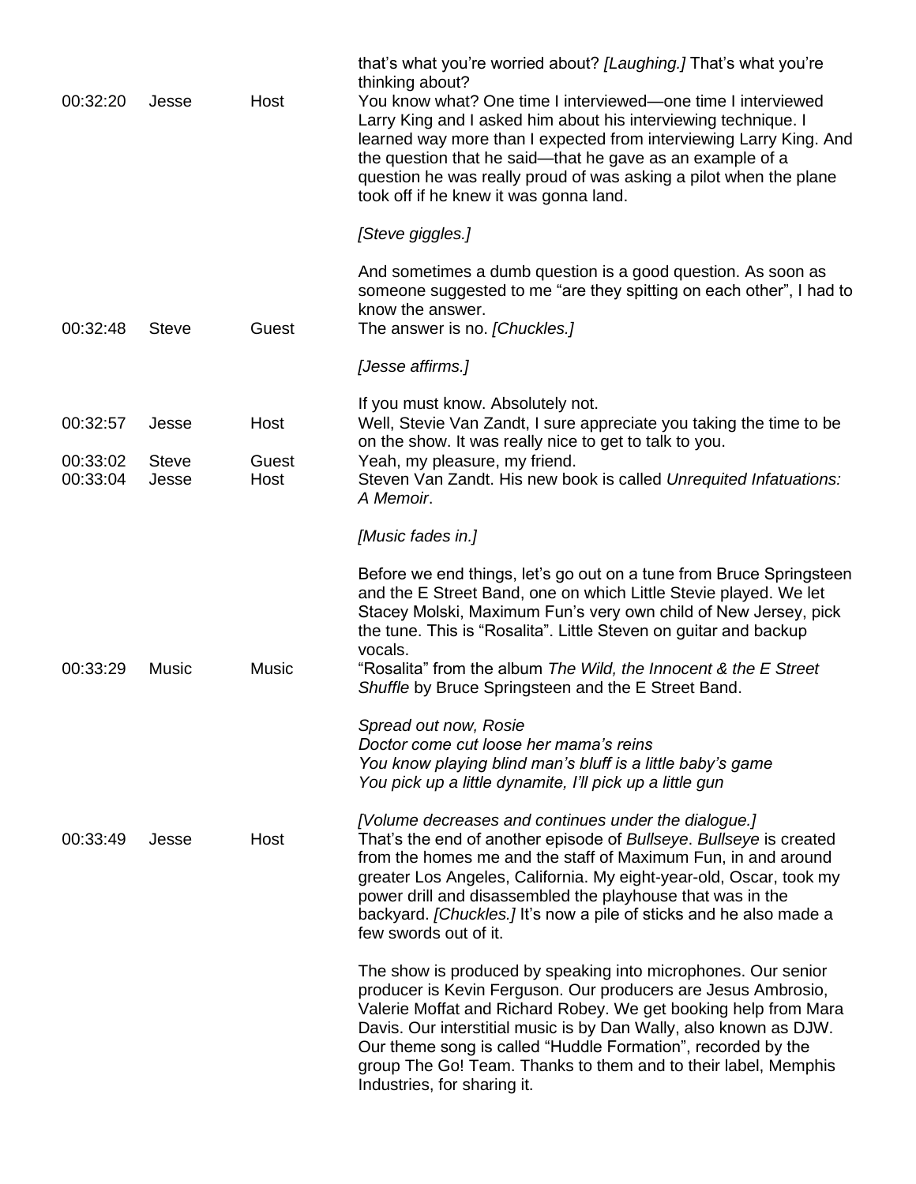| | | | |
|---|---|---|---|
| | | | that's what you're worried about? *[Laughing.]* That's what you're thinking about? |
| 00:32:20 | Jesse | Host | You know what? One time I interviewed—one time I interviewed Larry King and I asked him about his interviewing technique. I learned way more than I expected from interviewing Larry King. And the question that he said—that he gave as an example of a question he was really proud of was asking a pilot when the plane took off if he knew it was gonna land.<br><br>*[Steve giggles.]*<br><br>And sometimes a dumb question is a good question. As soon as someone suggested to me "are they spitting on each other", I had to know the answer. |
| 00:32:48 | Steve | Guest | The answer is no. *[Chuckles.]*<br><br>*[Jesse affirms.]*<br><br>If you must know. Absolutely not. |
| 00:32:57 | Jesse | Host | Well, Stevie Van Zandt, I sure appreciate you taking the time to be on the show. It was really nice to get to talk to you. |
| 00:33:02 | Steve | Guest | Yeah, my pleasure, my friend. |
| 00:33:04 | Jesse | Host | Steven Van Zandt. His new book is called *Unrequited Infatuations: A Memoir*.<br><br>*[Music fades in.]*<br><br>Before we end things, let's go out on a tune from Bruce Springsteen and the E Street Band, one on which Little Stevie played. We let Stacey Molski, Maximum Fun's very own child of New Jersey, pick the tune. This is "Rosalita". Little Steven on guitar and backup vocals. |
| 00:33:29 | Music | Music | "Rosalita" from the album *The Wild, the Innocent & the E Street Shuffle* by Bruce Springsteen and the E Street Band.<br><br>*Spread out now, Rosie*<br>*Doctor come cut loose her mama's reins*<br>*You know playing blind man's bluff is a little baby's game*<br>*You pick up a little dynamite, I'll pick up a little gun*<br><br>*[Volume decreases and continues under the dialogue.]* |
| 00:33:49 | Jesse | Host | That's the end of another episode of *Bullseye*. *Bullseye* is created from the homes me and the staff of Maximum Fun, in and around greater Los Angeles, California. My eight-year-old, Oscar, took my power drill and disassembled the playhouse that was in the backyard. *[Chuckles.]* It's now a pile of sticks and he also made a few swords out of it.<br><br>The show is produced by speaking into microphones. Our senior producer is Kevin Ferguson. Our producers are Jesus Ambrosio, Valerie Moffat and Richard Robey. We get booking help from Mara Davis. Our interstitial music is by Dan Wally, also known as DJW. Our theme song is called "Huddle Formation", recorded by the group The Go! Team. Thanks to them and to their label, Memphis Industries, for sharing it. |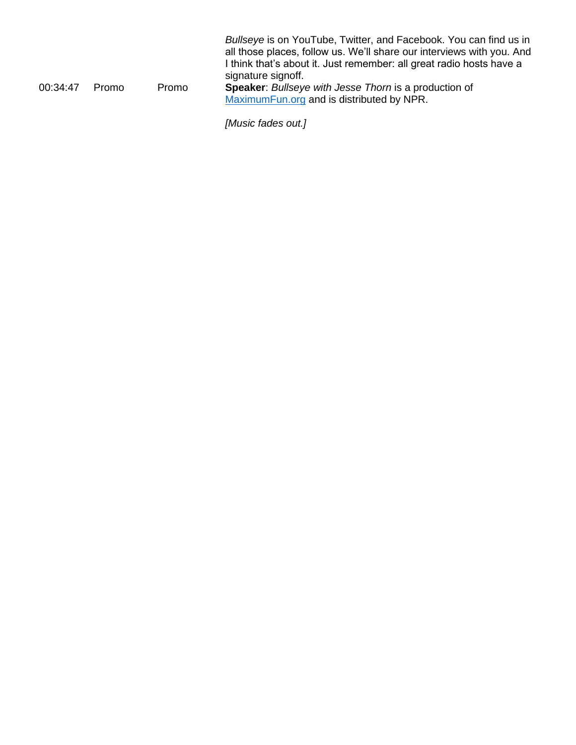| | | | |
|---|---|---|---|
| | | | *Bullseye* is on YouTube, Twitter, and Facebook. You can find us in all those places, follow us. We'll share our interviews with you. And I think that's about it. Just remember: all great radio hosts have a signature signoff. |
| 00:34:47 | Promo | Promo | **Speaker**: *Bullseye with Jesse Thorn* is a production of MaximumFun.org and is distributed by NPR.<br><br>*[Music fades out.]* |